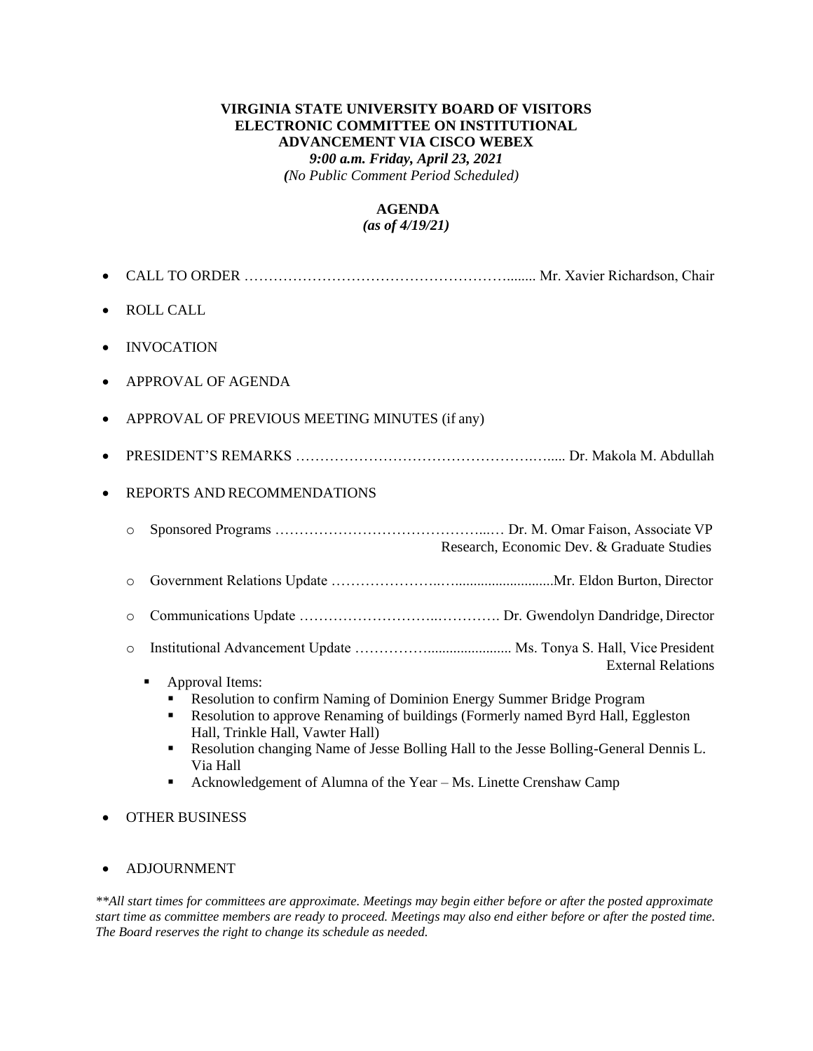**VIRGINIA STATE UNIVERSITY BOARD OF VISITORS**
**ELECTRONIC COMMITTEE ON INSTITUTIONAL ADVANCEMENT VIA CISCO WEBEX**
***9:00 a.m. Friday, April 23, 2021***
***(No Public Comment Period Scheduled)***

**AGENDA**
***(as of 4/19/21)***

- CALL TO ORDER ………………………………………………........ Mr. Xavier Richardson, Chair
- ROLL CALL
- INVOCATION
- APPROVAL OF AGENDA
- APPROVAL OF PREVIOUS MEETING MINUTES (if any)
- PRESIDENT'S REMARKS …………………………………………….….... Dr. Makola M. Abdullah
- REPORTS AND RECOMMENDATIONS
  - Sponsored Programs ……………………………………...… Dr. M. Omar Faison, Associate VP Research, Economic Dev. & Graduate Studies
  - Government Relations Update …………………..…..........................Mr. Eldon Burton, Director
  - Communications Update ……………………..…………. Dr. Gwendolyn Dandridge, Director
  - Institutional Advancement Update ……………...................... Ms. Tonya S. Hall, Vice President External Relations
    - Approval Items:
      - Resolution to confirm Naming of Dominion Energy Summer Bridge Program
      - Resolution to approve Renaming of buildings (Formerly named Byrd Hall, Eggleston Hall, Trinkle Hall, Vawter Hall)
      - Resolution changing Name of Jesse Bolling Hall to the Jesse Bolling-General Dennis L. Via Hall
      - Acknowledgement of Alumna of the Year – Ms. Linette Crenshaw Camp
- OTHER BUSINESS
- ADJOURNMENT

*\*\*All start times for committees are approximate. Meetings may begin either before or after the posted approximate start time as committee members are ready to proceed. Meetings may also end either before or after the posted time. The Board reserves the right to change its schedule as needed.*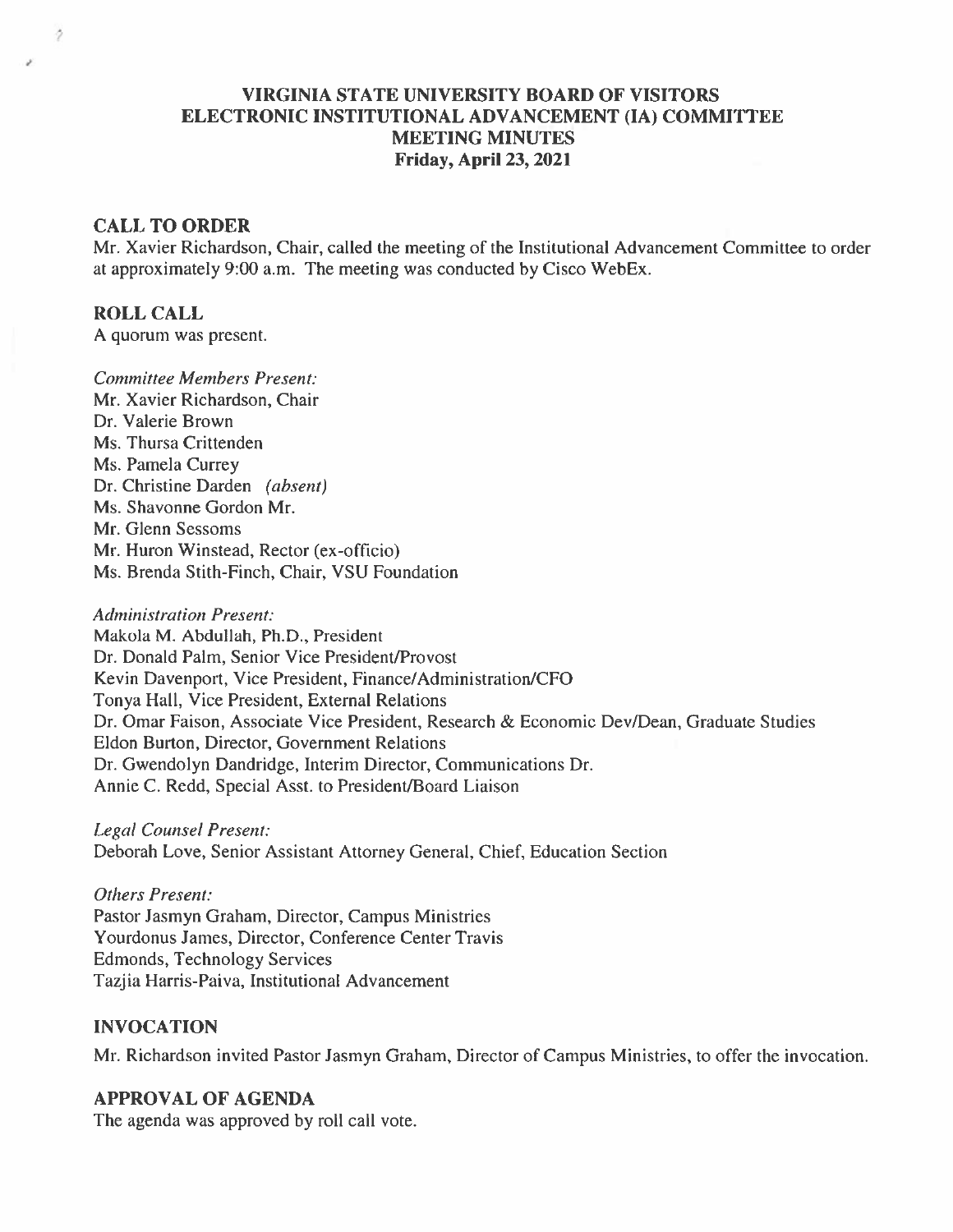# VIRGINIA STATE UNIVERSITY BOARD OF VISITORS
# ELECTRONIC INSTITUTIONAL ADVANCEMENT (IA) COMMITTEE
# MEETING MINUTES
**Friday, April 23, 2021**

## CALL TO ORDER

Mr. Xavier Richardson, Chair, called the meeting of the Institutional Advancement Committee to order at approximately 9:00 a.m. The meeting was conducted by Cisco WebEx.

## ROLL CALL

A quorum was present.

*Committee Members Present:*
Mr. Xavier Richardson, Chair
Dr. Valerie Brown
Ms. Thursa Crittenden
Ms. Pamela Currey
Dr. Christine Darden *(absent)*
Ms. Shavonne Gordon Mr.
Mr. Glenn Sessoms
Mr. Huron Winstead, Rector (ex-officio)
Ms. Brenda Stith-Finch, Chair, VSU Foundation

*Administration Present:*
Makola M. Abdullah, Ph.D., President
Dr. Donald Palm, Senior Vice President/Provost
Kevin Davenport, Vice President, Finance/Administration/CFO
Tonya Hall, Vice President, External Relations
Dr. Omar Faison, Associate Vice President, Research & Economic Dev/Dean, Graduate Studies
Eldon Burton, Director, Government Relations
Dr. Gwendolyn Dandridge, Interim Director, Communications Dr.
Annie C. Redd, Special Asst. to President/Board Liaison

*Legal Counsel Present:*
Deborah Love, Senior Assistant Attorney General, Chief, Education Section

*Others Present:*
Pastor Jasmyn Graham, Director, Campus Ministries
Yourdonus James, Director, Conference Center Travis
Edmonds, Technology Services
Tazjia Harris-Paiva, Institutional Advancement

## INVOCATION

Mr. Richardson invited Pastor Jasmyn Graham, Director of Campus Ministries, to offer the invocation.

## APPROVAL OF AGENDA

The agenda was approved by roll call vote.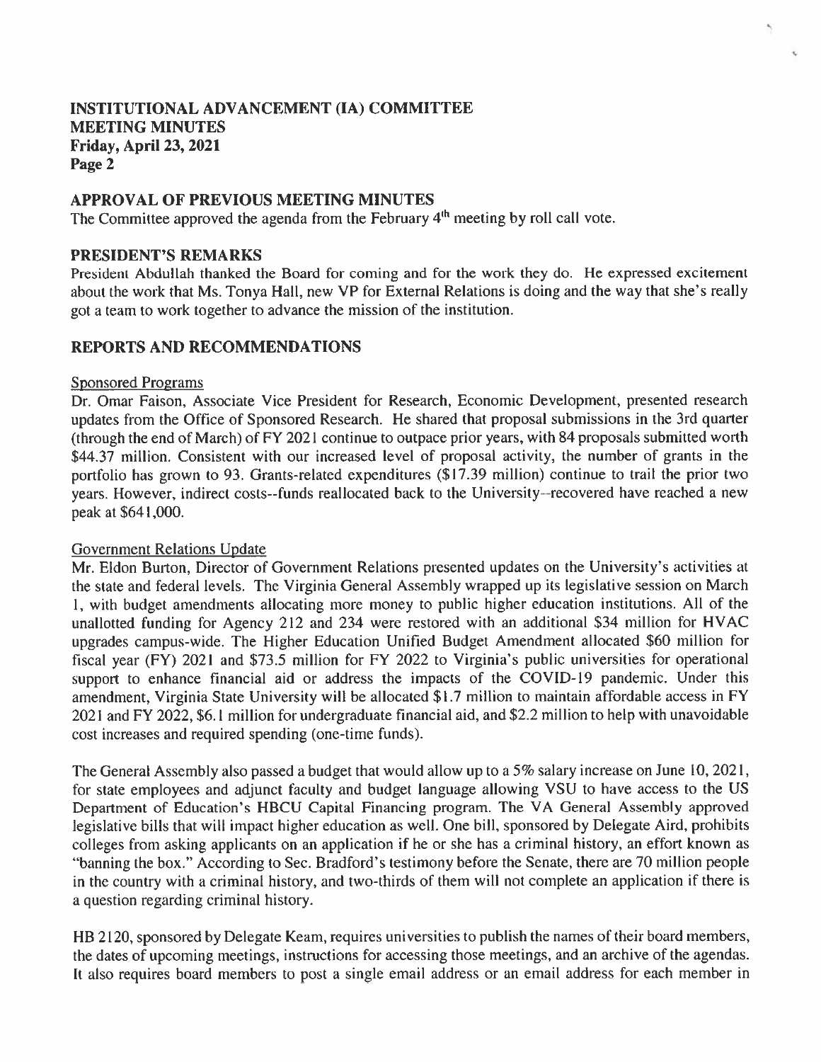## APPROVAL OF PREVIOUS MEETING MINUTES

The Committee approved the agenda from the February 4th meeting by roll call vote.

## PRESIDENT'S REMARKS

President Abdullah thanked the Board for coming and for the work they do. He expressed excitement about the work that Ms. Tonya Hall, new VP for External Relations is doing and the way that she's really got a team to work together to advance the mission of the institution.

## REPORTS AND RECOMMENDATIONS

Sponsored Programs

Dr. Omar Faison, Associate Vice President for Research, Economic Development, presented research updates from the Office of Sponsored Research. He shared that proposal submissions in the 3rd quarter (through the end of March) of FY 2021 continue to outpace prior years, with 84 proposals submitted worth $44.37 million. Consistent with our increased level of proposal activity, the number of grants in the portfolio has grown to 93. Grants-related expenditures ($17.39 million) continue to trail the prior two years. However, indirect costs--funds reallocated back to the University--recovered have reached a new peak at $641,000.

Government Relations Update

Mr. Eldon Burton, Director of Government Relations presented updates on the University's activities at the state and federal levels. The Virginia General Assembly wrapped up its legislative session on March 1, with budget amendments allocating more money to public higher education institutions. All of the unallotted funding for Agency 212 and 234 were restored with an additional $34 million for HVAC upgrades campus-wide. The Higher Education Unified Budget Amendment allocated $60 million for fiscal year (FY) 2021 and $73.5 million for FY 2022 to Virginia's public universities for operational support to enhance financial aid or address the impacts of the COVID-19 pandemic. Under this amendment, Virginia State University will be allocated $1.7 million to maintain affordable access in FY 2021 and FY 2022, $6.1 million for undergraduate financial aid, and $2.2 million to help with unavoidable cost increases and required spending (one-time funds).

The General Assembly also passed a budget that would allow up to a 5% salary increase on June 10, 2021, for state employees and adjunct faculty and budget language allowing VSU to have access to the US Department of Education's HBCU Capital Financing program. The VA General Assembly approved legislative bills that will impact higher education as well. One bill, sponsored by Delegate Aird, prohibits colleges from asking applicants on an application if he or she has a criminal history, an effort known as "banning the box." According to Sec. Bradford's testimony before the Senate, there are 70 million people in the country with a criminal history, and two-thirds of them will not complete an application if there is a question regarding criminal history.

HB 2120, sponsored by Delegate Keam, requires universities to publish the names of their board members, the dates of upcoming meetings, instructions for accessing those meetings, and an archive of the agendas. It also requires board members to post a single email address or an email address for each member in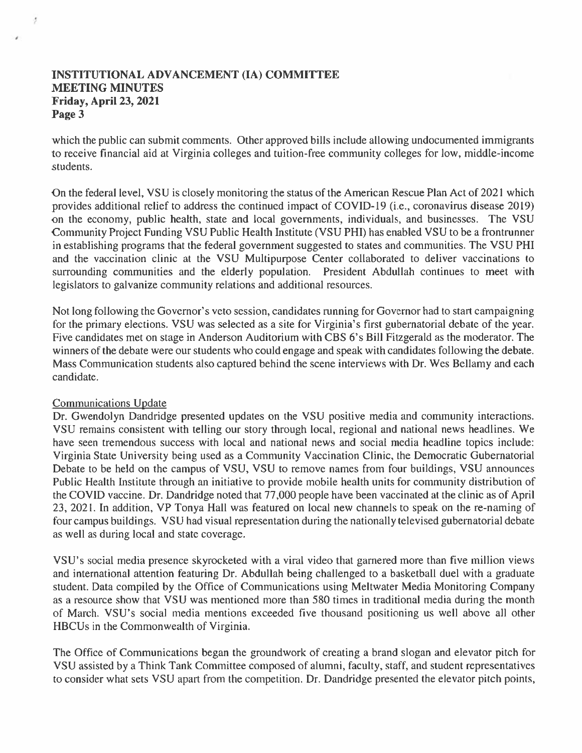which the public can submit comments. Other approved bills include allowing undocumented immigrants to receive financial aid at Virginia colleges and tuition-free community colleges for low, middle-income students.

On the federal level, VSU is closely monitoring the status of the American Rescue Plan Act of 2021 which provides additional relief to address the continued impact of COVID-19 (i.e., coronavirus disease 2019) on the economy, public health, state and local governments, individuals, and businesses. The VSU Community Project Funding VSU Public Health Institute (VSU PHI) has enabled VSU to be a frontrunner in establishing programs that the federal government suggested to states and communities. The VSU PHI and the vaccination clinic at the VSU Multipurpose Center collaborated to deliver vaccinations to surrounding communities and the elderly population. President Abdullah continues to meet with legislators to galvanize community relations and additional resources.

Not long following the Governor's veto session, candidates running for Governor had to start campaigning for the primary elections. VSU was selected as a site for Virginia's first gubernatorial debate of the year. Five candidates met on stage in Anderson Auditorium with CBS 6's Bill Fitzgerald as the moderator. The winners of the debate were our students who could engage and speak with candidates following the debate. Mass Communication students also captured behind the scene interviews with Dr. Wes Bellamy and each candidate.

<u>Communications Update</u>

Dr. Gwendolyn Dandridge presented updates on the VSU positive media and community interactions. VSU remains consistent with telling our story through local, regional and national news headlines. We have seen tremendous success with local and national news and social media headline topics include: Virginia State University being used as a Community Vaccination Clinic, the Democratic Gubernatorial Debate to be held on the campus of VSU, VSU to remove names from four buildings, VSU announces Public Health Institute through an initiative to provide mobile health units for community distribution of the COVID vaccine. Dr. Dandridge noted that 77,000 people have been vaccinated at the clinic as of April 23, 2021. In addition, VP Tonya Hall was featured on local new channels to speak on the re-naming of four campus buildings. VSU had visual representation during the nationally televised gubernatorial debate as well as during local and state coverage.

VSU's social media presence skyrocketed with a viral video that garnered more than five million views and international attention featuring Dr. Abdullah being challenged to a basketball duel with a graduate student. Data compiled by the Office of Communications using Meltwater Media Monitoring Company as a resource show that VSU was mentioned more than 580 times in traditional media during the month of March. VSU's social media mentions exceeded five thousand positioning us well above all other HBCUs in the Commonwealth of Virginia.

The Office of Communications began the groundwork of creating a brand slogan and elevator pitch for VSU assisted by a Think Tank Committee composed of alumni, faculty, staff, and student representatives to consider what sets VSU apart from the competition. Dr. Dandridge presented the elevator pitch points,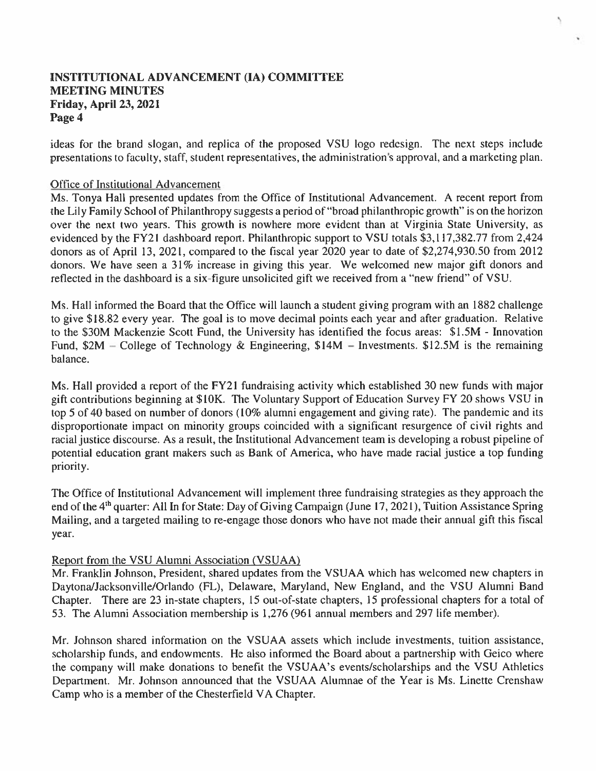ideas for the brand slogan, and replica of the proposed VSU logo redesign. The next steps include presentations to faculty, staff, student representatives, the administration's approval, and a marketing plan.

Office of Institutional Advancement

Ms. Tonya Hall presented updates from the Office of Institutional Advancement. A recent report from the Lily Family School of Philanthropy suggests a period of "broad philanthropic growth" is on the horizon over the next two years. This growth is nowhere more evident than at Virginia State University, as evidenced by the FY21 dashboard report. Philanthropic support to VSU totals $3,117,382.77 from 2,424 donors as of April 13, 2021, compared to the fiscal year 2020 year to date of $2,274,930.50 from 2012 donors. We have seen a 31% increase in giving this year. We welcomed new major gift donors and reflected in the dashboard is a six-figure unsolicited gift we received from a "new friend" of VSU.

Ms. Hall informed the Board that the Office will launch a student giving program with an 1882 challenge to give $18.82 every year. The goal is to move decimal points each year and after graduation. Relative to the $30M Mackenzie Scott Fund, the University has identified the focus areas: $1.5M - Innovation Fund, $2M – College of Technology & Engineering, $14M – Investments. $12.5M is the remaining balance.

Ms. Hall provided a report of the FY21 fundraising activity which established 30 new funds with major gift contributions beginning at $10K. The Voluntary Support of Education Survey FY 20 shows VSU in top 5 of 40 based on number of donors (10% alumni engagement and giving rate). The pandemic and its disproportionate impact on minority groups coincided with a significant resurgence of civil rights and racial justice discourse. As a result, the Institutional Advancement team is developing a robust pipeline of potential education grant makers such as Bank of America, who have made racial justice a top funding priority.

The Office of Institutional Advancement will implement three fundraising strategies as they approach the end of the 4th quarter: All In for State: Day of Giving Campaign (June 17, 2021), Tuition Assistance Spring Mailing, and a targeted mailing to re-engage those donors who have not made their annual gift this fiscal year.

Report from the VSU Alumni Association (VSUAA)

Mr. Franklin Johnson, President, shared updates from the VSUAA which has welcomed new chapters in Daytona/Jacksonville/Orlando (FL), Delaware, Maryland, New England, and the VSU Alumni Band Chapter. There are 23 in-state chapters, 15 out-of-state chapters, 15 professional chapters for a total of 53. The Alumni Association membership is 1,276 (961 annual members and 297 life member).

Mr. Johnson shared information on the VSUAA assets which include investments, tuition assistance, scholarship funds, and endowments. He also informed the Board about a partnership with Geico where the company will make donations to benefit the VSUAA's events/scholarships and the VSU Athletics Department. Mr. Johnson announced that the VSUAA Alumnae of the Year is Ms. Linette Crenshaw Camp who is a member of the Chesterfield VA Chapter.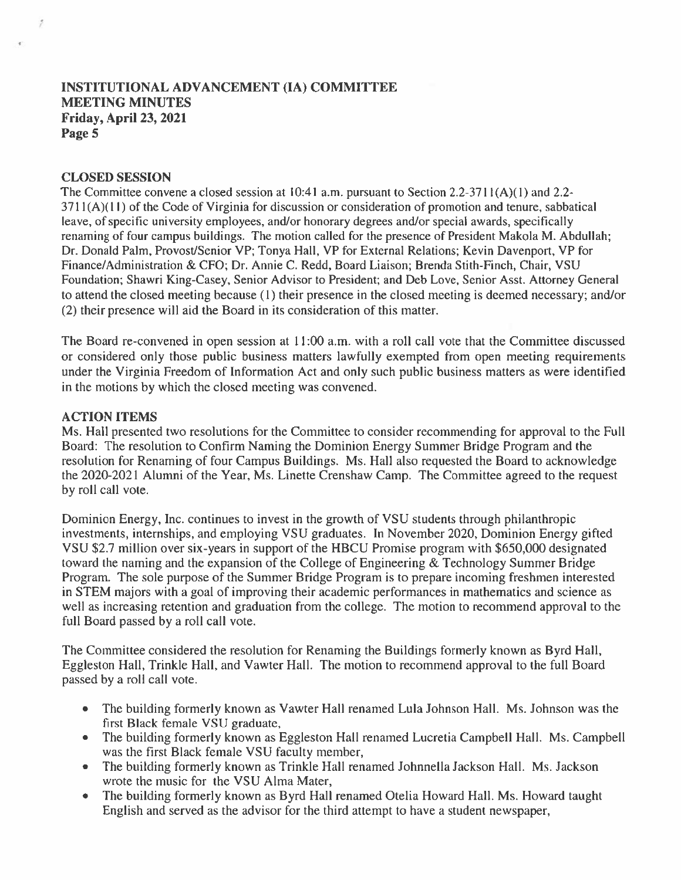## CLOSED SESSION

The Committee convene a closed session at 10:41 a.m. pursuant to Section 2.2-3711(A)(1) and 2.2-3711(A)(11) of the Code of Virginia for discussion or consideration of promotion and tenure, sabbatical leave, of specific university employees, and/or honorary degrees and/or special awards, specifically renaming of four campus buildings. The motion called for the presence of President Makola M. Abdullah; Dr. Donald Palm, Provost/Senior VP; Tonya Hall, VP for External Relations; Kevin Davenport, VP for Finance/Administration & CFO; Dr. Annie C. Redd, Board Liaison; Brenda Stith-Finch, Chair, VSU Foundation; Shawri King-Casey, Senior Advisor to President; and Deb Love, Senior Asst. Attorney General to attend the closed meeting because (1) their presence in the closed meeting is deemed necessary; and/or (2) their presence will aid the Board in its consideration of this matter.

The Board re-convened in open session at 11:00 a.m. with a roll call vote that the Committee discussed or considered only those public business matters lawfully exempted from open meeting requirements under the Virginia Freedom of Information Act and only such public business matters as were identified in the motions by which the closed meeting was convened.

## ACTION ITEMS

Ms. Hall presented two resolutions for the Committee to consider recommending for approval to the Full Board: The resolution to Confirm Naming the Dominion Energy Summer Bridge Program and the resolution for Renaming of four Campus Buildings. Ms. Hall also requested the Board to acknowledge the 2020-2021 Alumni of the Year, Ms. Linette Crenshaw Camp. The Committee agreed to the request by roll call vote.

Dominion Energy, Inc. continues to invest in the growth of VSU students through philanthropic investments, internships, and employing VSU graduates. In November 2020, Dominion Energy gifted VSU $2.7 million over six-years in support of the HBCU Promise program with $650,000 designated toward the naming and the expansion of the College of Engineering & Technology Summer Bridge Program. The sole purpose of the Summer Bridge Program is to prepare incoming freshmen interested in STEM majors with a goal of improving their academic performances in mathematics and science as well as increasing retention and graduation from the college. The motion to recommend approval to the full Board passed by a roll call vote.

The Committee considered the resolution for Renaming the Buildings formerly known as Byrd Hall, Eggleston Hall, Trinkle Hall, and Vawter Hall. The motion to recommend approval to the full Board passed by a roll call vote.

- The building formerly known as Vawter Hall renamed Lula Johnson Hall. Ms. Johnson was the first Black female VSU graduate,
- The building formerly known as Eggleston Hall renamed Lucretia Campbell Hall. Ms. Campbell was the first Black female VSU faculty member,
- The building formerly known as Trinkle Hall renamed Johnnella Jackson Hall. Ms. Jackson wrote the music for the VSU Alma Mater,
- The building formerly known as Byrd Hall renamed Otelia Howard Hall. Ms. Howard taught English and served as the advisor for the third attempt to have a student newspaper,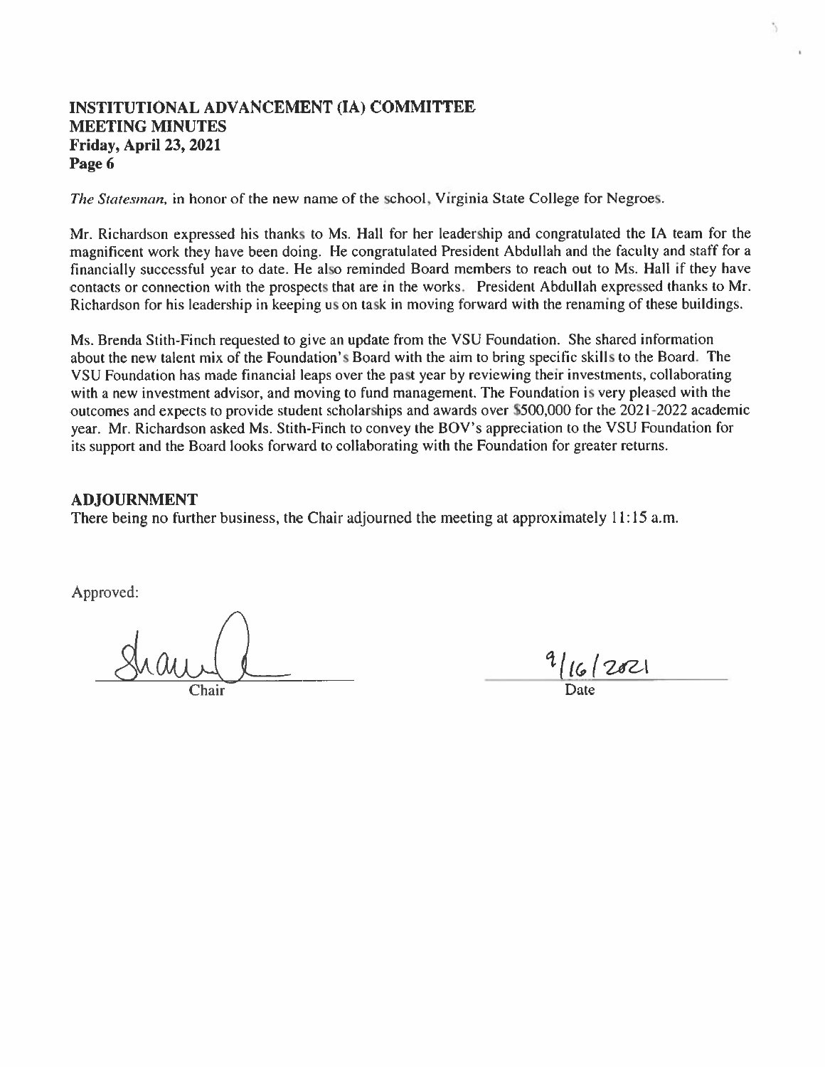*The Statesman*, in honor of the new name of the school, Virginia State College for Negroes.

Mr. Richardson expressed his thanks to Ms. Hall for her leadership and congratulated the IA team for the magnificent work they have been doing. He congratulated President Abdullah and the faculty and staff for a financially successful year to date. He also reminded Board members to reach out to Ms. Hall if they have contacts or connection with the prospects that are in the works. President Abdullah expressed thanks to Mr. Richardson for his leadership in keeping us on task in moving forward with the renaming of these buildings.

Ms. Brenda Stith-Finch requested to give an update from the VSU Foundation. She shared information about the new talent mix of the Foundation's Board with the aim to bring specific skills to the Board. The VSU Foundation has made financial leaps over the past year by reviewing their investments, collaborating with a new investment advisor, and moving to fund management. The Foundation is very pleased with the outcomes and expects to provide student scholarships and awards over $500,000 for the 2021-2022 academic year. Mr. Richardson asked Ms. Stith-Finch to convey the BOV's appreciation to the VSU Foundation for its support and the Board looks forward to collaborating with the Foundation for greater returns.

## ADJOURNMENT

There being no further business, the Chair adjourned the meeting at approximately 11:15 a.m.

Approved:

Chair

9/16/2021

Date